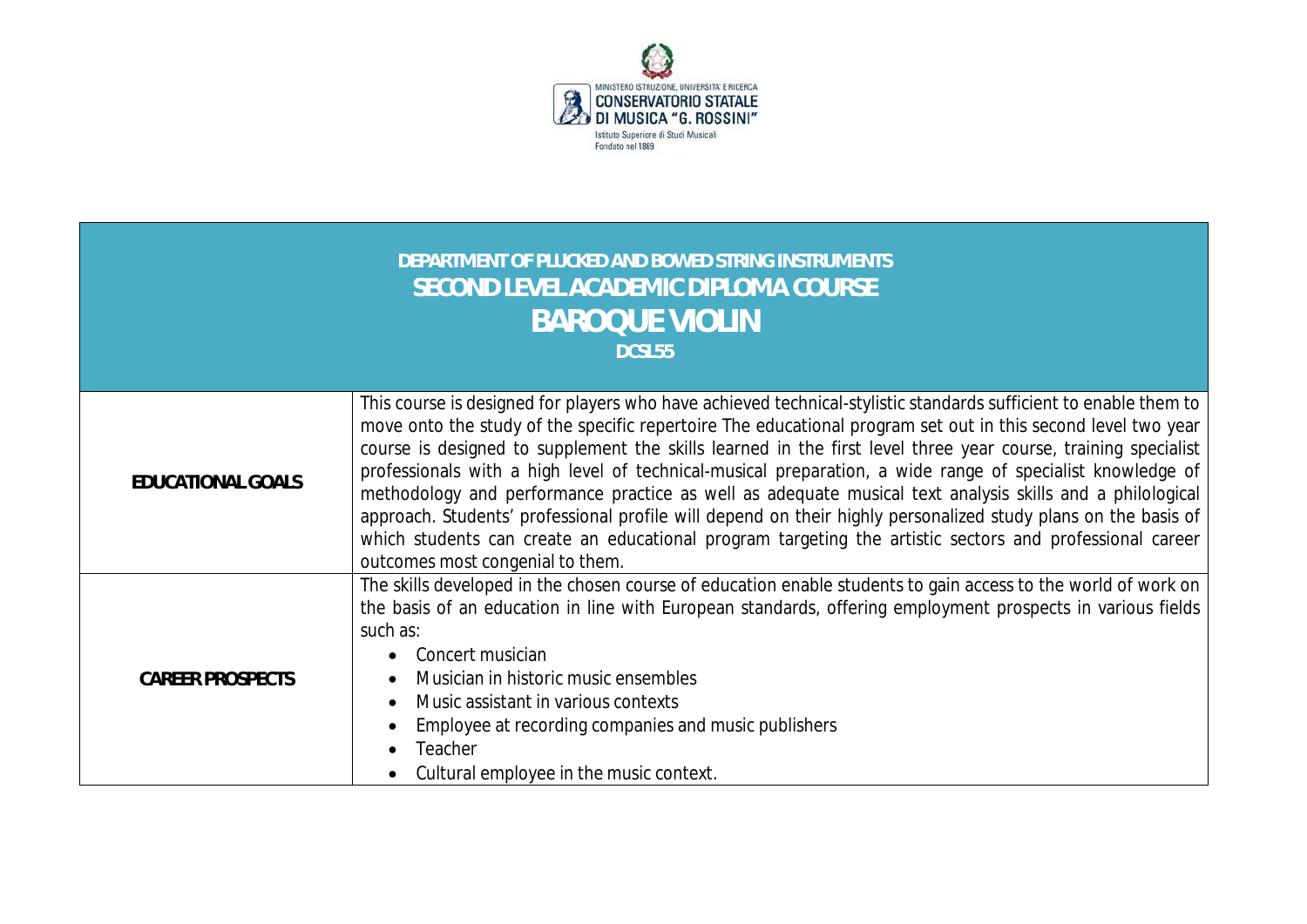MINISTERO ISTRUZIONE, UNIVERSITA' E RICERCA
CONSERVATORIO STATALE DI MUSICA "G. ROSSINI"
Istituto Superiore di Studi Musicali
Fondato nel 1869

| DEPARTMENT OF PLUCKED AND BOWED STRING INSTRUMENTS<br>SECOND LEVEL ACADEMIC DIPLOMA COURSE<br>**BAROQUE VIOLIN**<br>DCSL55 | |
|---|---|
| **EDUCATIONAL GOALS** | This course is designed for players who have achieved technical-stylistic standards sufficient to enable them to move onto the study of the specific repertoire The educational program set out in this second level two year course is designed to supplement the skills learned in the first level three year course, training specialist professionals with a high level of technical-musical preparation, a wide range of specialist knowledge of methodology and performance practice as well as adequate musical text analysis skills and a philological approach. Students' professional profile will depend on their highly personalized study plans on the basis of which students can create an educational program targeting the artistic sectors and professional career outcomes most congenial to them. |
| **CAREER PROSPECTS** | The skills developed in the chosen course of education enable students to gain access to the world of work on the basis of an education in line with European standards, offering employment prospects in various fields such as:<br>• Concert musician<br>• Musician in historic music ensembles<br>• Music assistant in various contexts<br>• Employee at recording companies and music publishers<br>• Teacher<br>• Cultural employee in the music context. |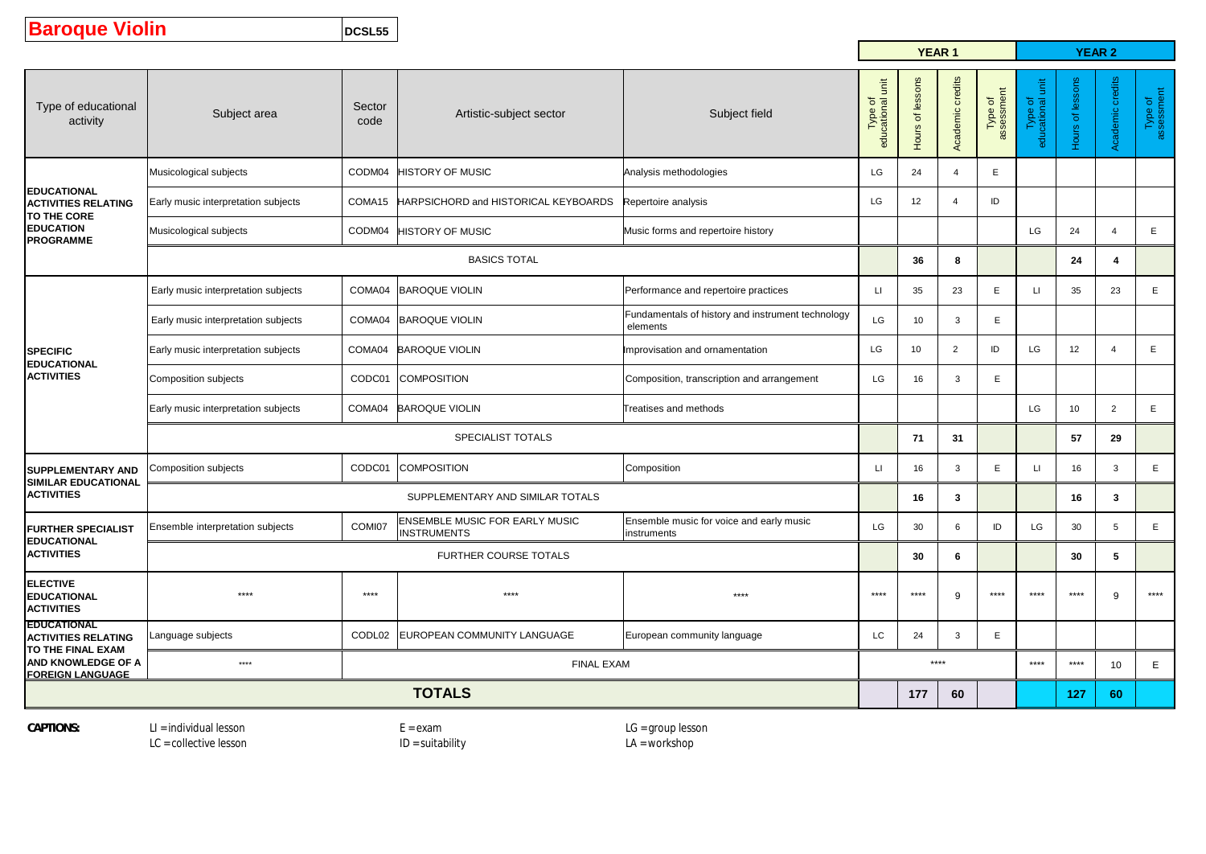# Baroque Violin

DCSL55

| Type of educational activity | Subject area | Sector code | Artistic-subject sector | Subject field | YEAR 1 Type of educational unit | YEAR 1 Hours of lessons | YEAR 1 Academic credits | YEAR 1 Type of assessment | YEAR 2 Type of educational unit | YEAR 2 Hours of lessons | YEAR 2 Academic credits | YEAR 2 Type of assessment |
|---|---|---|---|---|---|---|---|---|---|---|---|---|
| **EDUCATIONAL ACTIVITIES RELATING TO THE CORE EDUCATION PROGRAMME** | Musicological subjects | CODM04 | HISTORY OF MUSIC | Analysis methodologies | LG | 24 | 4 | E | | | | |
| | Early music interpretation subjects | COMA15 | HARPSICHORD and HISTORICAL KEYBOARDS | Repertoire analysis | LG | 12 | 4 | ID | | | | |
| | Musicological subjects | CODM04 | HISTORY OF MUSIC | Music forms and repertoire history | | | | | LG | 24 | 4 | E |
| | BASICS TOTAL | | | | | **36** | **8** | | | **24** | **4** | |
| **SPECIFIC EDUCATIONAL ACTIVITIES** | Early music interpretation subjects | COMA04 | BAROQUE VIOLIN | Performance and repertoire practices | LI | 35 | 23 | E | LI | 35 | 23 | E |
| | Early music interpretation subjects | COMA04 | BAROQUE VIOLIN | Fundamentals of history and instrument technology elements | LG | 10 | 3 | E | | | | |
| | Early music interpretation subjects | COMA04 | BAROQUE VIOLIN | Improvisation and ornamentation | LG | 10 | 2 | ID | LG | 12 | 4 | E |
| | Composition subjects | CODC01 | COMPOSITION | Composition, transcription and arrangement | LG | 16 | 3 | E | | | | |
| | Early music interpretation subjects | COMA04 | BAROQUE VIOLIN | Treatises and methods | | | | | LG | 10 | 2 | E |
| | SPECIALIST TOTALS | | | | | **71** | **31** | | | **57** | **29** | |
| **SUPPLEMENTARY AND SIMILAR EDUCATIONAL ACTIVITIES** | Composition subjects | CODC01 | COMPOSITION | Composition | LI | 16 | 3 | E | LI | 16 | 3 | E |
| | SUPPLEMENTARY AND SIMILAR TOTALS | | | | | **16** | **3** | | | **16** | **3** | |
| **FURTHER SPECIALIST EDUCATIONAL ACTIVITIES** | Ensemble interpretation subjects | COMI07 | ENSEMBLE MUSIC FOR EARLY MUSIC INSTRUMENTS | Ensemble music for voice and early music instruments | LG | 30 | 6 | ID | LG | 30 | 5 | E |
| | FURTHER COURSE TOTALS | | | | | **30** | **6** | | | **30** | **5** | |
| **ELECTIVE EDUCATIONAL ACTIVITIES** | **** | **** | **** | **** | **** | **** | 9 | **** | **** | **** | 9 | **** |
| **EDUCATIONAL ACTIVITIES RELATING TO THE FINAL EXAM AND KNOWLEDGE OF A FOREIGN LANGUAGE** | Language subjects | CODL02 | EUROPEAN COMMUNITY LANGUAGE | European community language | LC | 24 | 3 | E | | | | |
| | **** | FINAL EXAM | | | **** | | | | **** | **** | 10 | E |
| **TOTALS** | | | | | | **177** | **60** | | | **127** | **60** | |

**CAPTIONS:**

LI = individual lesson
LC = collective lesson
E = exam
ID = suitability
LG = group lesson
LA = workshop